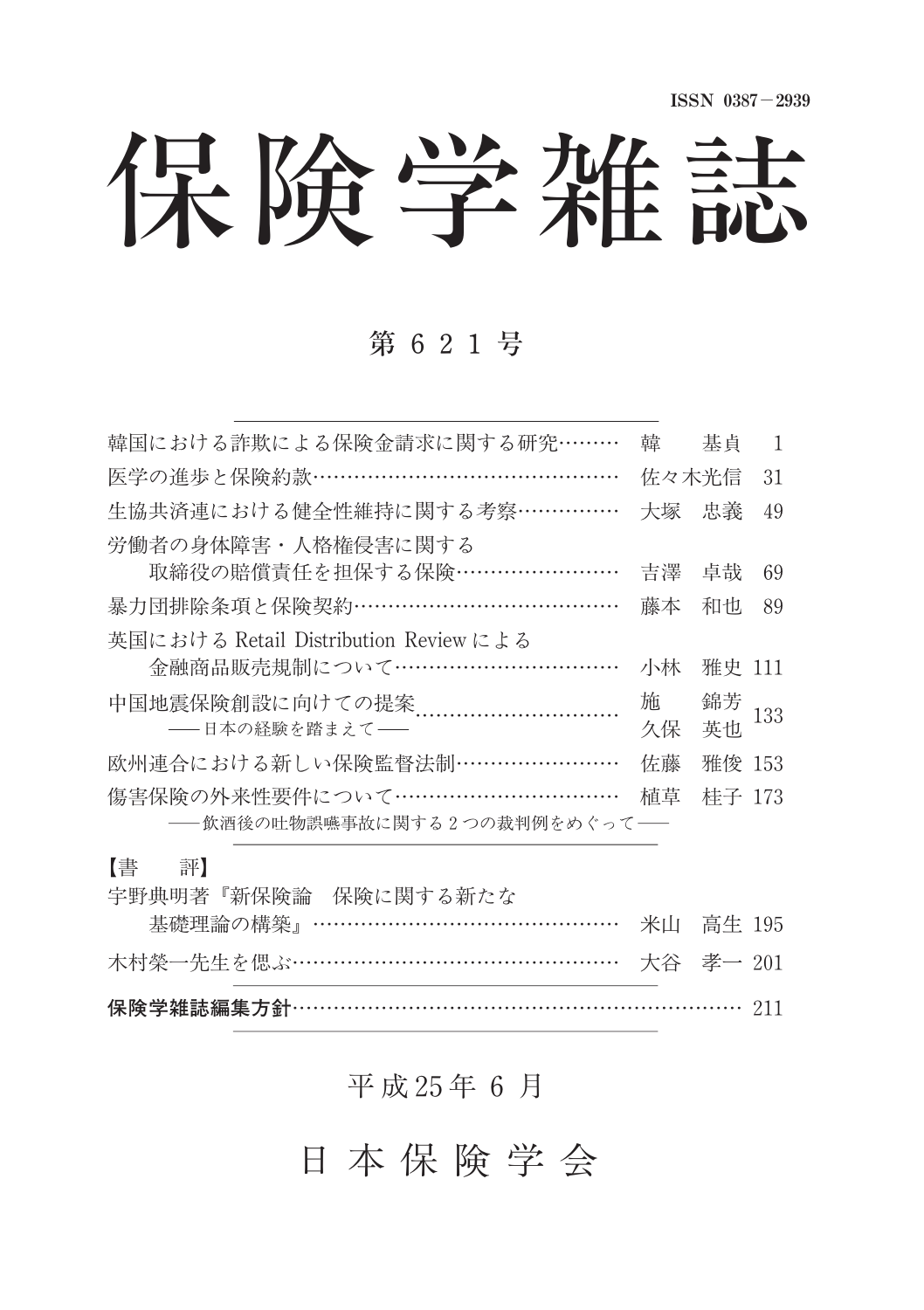ISSN 0387－2939

# 保険学雑誌

## 第６２１号

| | | |
|---|---|---|
| 韓国における詐欺による保険金請求に関する研究……… | 韓　基貞 | 1 |
| 医学の進歩と保険約款……………………………………… | 佐々木光信 | 31 |
| 生協共済連における健全性維持に関する考察…………… | 大塚　忠義 | 49 |
| 労働者の身体障害・人格権侵害に関する取締役の賠償責任を担保する保険…………………… | 吉澤　卓哉 | 69 |
| 暴力団排除条項と保険契約………………………………… | 藤本　和也 | 89 |
| 英国における Retail Distribution Review による金融商品販売規制について…………………………… | 小林　雅史 | 111 |
| 中国地震保険創設に向けての提案…………………………──日本の経験を踏まえて── | 施　錦芳<br>久保　英也 | 133 |
| 欧州連合における新しい保険監督法制…………………… | 佐藤　雅俊 | 153 |
| 傷害保険の外来性要件について……………………………──飲酒後の吐物誤嚥事故に関する２つの裁判例をめぐって── | 植草　桂子 | 173 |

【書　評】

| | | |
|---|---|---|
| 宇野典明著『新保険論　保険に関する新たな基礎理論の構築』………………………………………… | 米山　高生 | 195 |
| 木村榮一先生を偲ぶ………………………………………… | 大谷　孝一 | 201 |

**保険学雑誌編集方針**……………………………………………………………… 211

平成25年６月

日本保険学会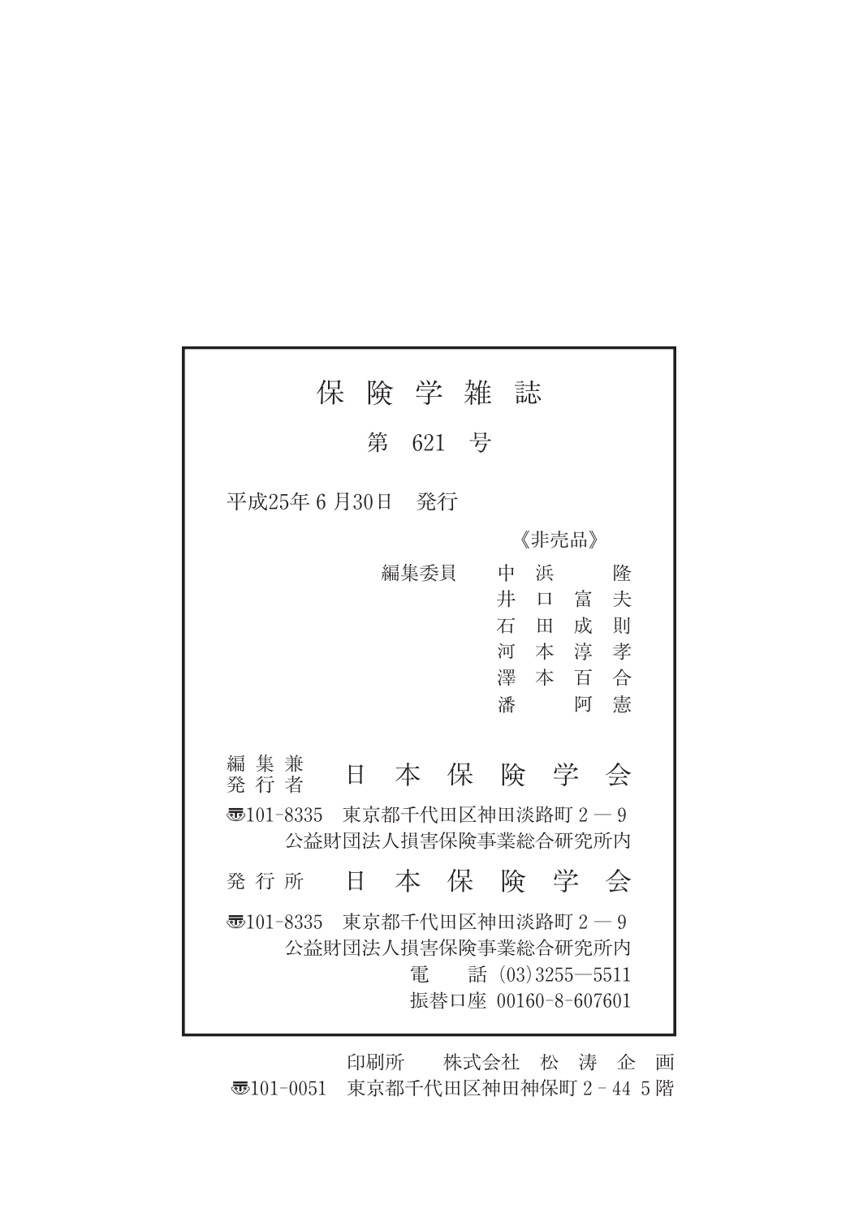# 保険学雑誌

## 第 621 号

平成25年 6 月30日　発行

《非売品》

編集委員　中浜　隆
　　　　　井口富夫
　　　　　石田成則
　　　　　河本淳孝
　　　　　澤本百合
　　　　　潘　阿憲

編集兼発行者　日本保険学会

〒101-8335　東京都千代田区神田淡路町 2 — 9
公益財団法人損害保険事業総合研究所内

発行所　日本保険学会

〒101-8335　東京都千代田区神田淡路町 2 — 9
公益財団法人損害保険事業総合研究所内
電　話 (03)3255—5511
振替口座 00160-8-607601

印刷所　株式会社　松 涛 企 画
〒101-0051　東京都千代田区神田神保町 2 - 44 5 階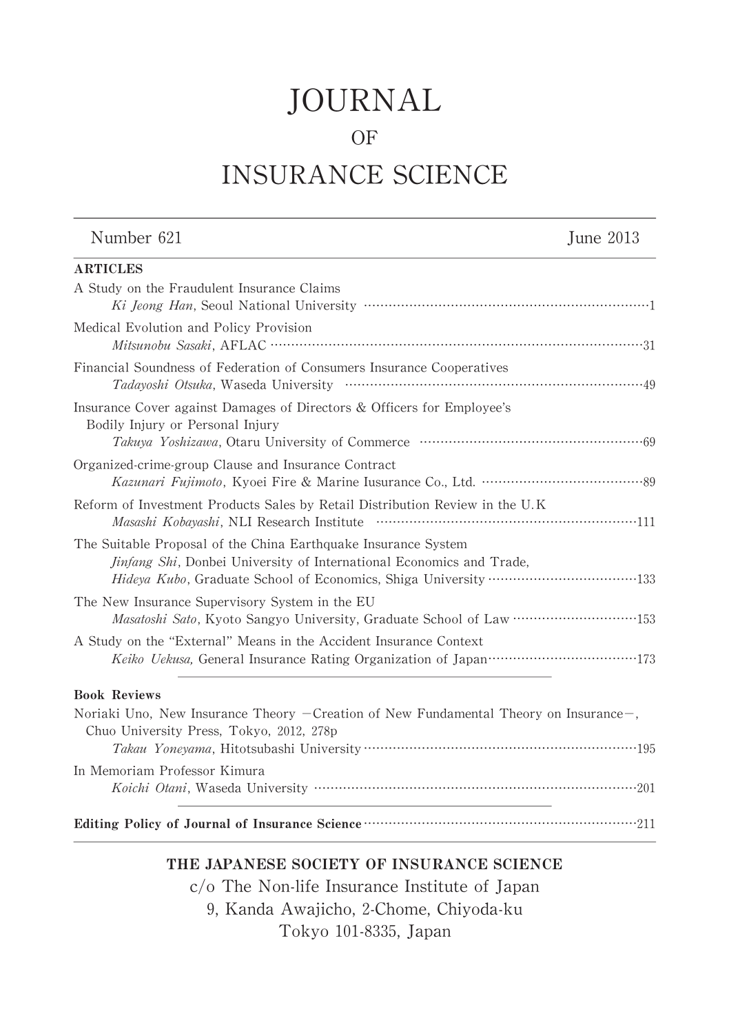# JOURNAL

OF

# INSURANCE SCIENCE

Number 621 June 2013

**ARTICLES**

A Study on the Fraudulent Insurance Claims
*Ki Jeong Han*, Seoul National University ······ 1

Medical Evolution and Policy Provision
*Mitsunobu Sasaki*, AFLAC ······ 31

Financial Soundness of Federation of Consumers Insurance Cooperatives
*Tadayoshi Otsuka*, Waseda University ······ 49

Insurance Cover against Damages of Directors & Officers for Employee's Bodily Injury or Personal Injury
*Takuya Yoshizawa*, Otaru University of Commerce ······ 69

Organized-crime-group Clause and Insurance Contract
*Kazunari Fujimoto*, Kyoei Fire & Marine Iusurance Co., Ltd. ······ 89

Reform of Investment Products Sales by Retail Distribution Review in the U.K
*Masashi Kobayashi*, NLI Research Institute ······ 111

The Suitable Proposal of the China Earthquake Insurance System
*Jinfang Shi*, Donbei University of International Economics and Trade,
*Hideya Kubo*, Graduate School of Economics, Shiga University ······ 133

The New Insurance Supervisory System in the EU
*Masatoshi Sato*, Kyoto Sangyo University, Graduate School of Law ······ 153

A Study on the "External" Means in the Accident Insurance Context
*Keiko Uekusa,* General Insurance Rating Organization of Japan ······ 173

---

**Book Reviews**

Noriaki Uno, New Insurance Theory －Creation of New Fundamental Theory on Insurance－, Chuo University Press, Tokyo, 2012, 278p
*Takau Yoneyama*, Hitotsubashi University ······ 195

In Memoriam Professor Kimura
*Koichi Otani*, Waseda University ······ 201

---

**Editing Policy of Journal of Insurance Science** ······ 211

---

**THE JAPANESE SOCIETY OF INSURANCE SCIENCE**

c/o The Non-life Insurance Institute of Japan
9, Kanda Awajicho, 2-Chome, Chiyoda-ku
Tokyo 101-8335, Japan